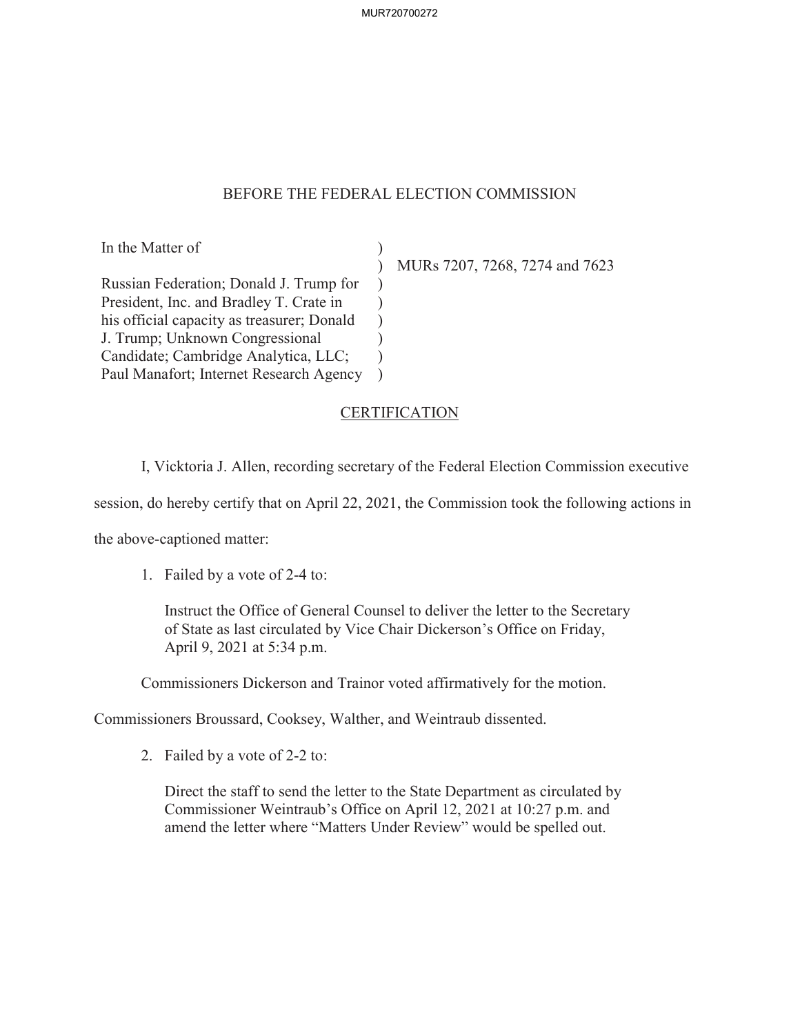# BEFORE THE FEDERAL ELECTION COMMISSION

In the Matter of

Russian Federation; Donald J. Trump for President, Inc. and Bradley T. Crate in his official capacity as treasurer; Donald J. Trump; Unknown Congressional Candidate; Cambridge Analytica, LLC; Paul Manafort; Internet Research Agency

MURs 7207, 7268, 7274 and 7623

## CERTIFICATION

I, Vicktoria J. Allen, recording secretary of the Federal Election Commission executive session, do hereby certify that on April 22, 2021, the Commission took the following actions in the above-captioned matter:

1. Failed by a vote of 2-4 to:

   Instruct the Office of General Counsel to deliver the letter to the Secretary of State as last circulated by Vice Chair Dickerson's Office on Friday, April 9, 2021 at 5:34 p.m.

Commissioners Dickerson and Trainor voted affirmatively for the motion. Commissioners Broussard, Cooksey, Walther, and Weintraub dissented.

2. Failed by a vote of 2-2 to:

   Direct the staff to send the letter to the State Department as circulated by Commissioner Weintraub's Office on April 12, 2021 at 10:27 p.m. and amend the letter where "Matters Under Review" would be spelled out.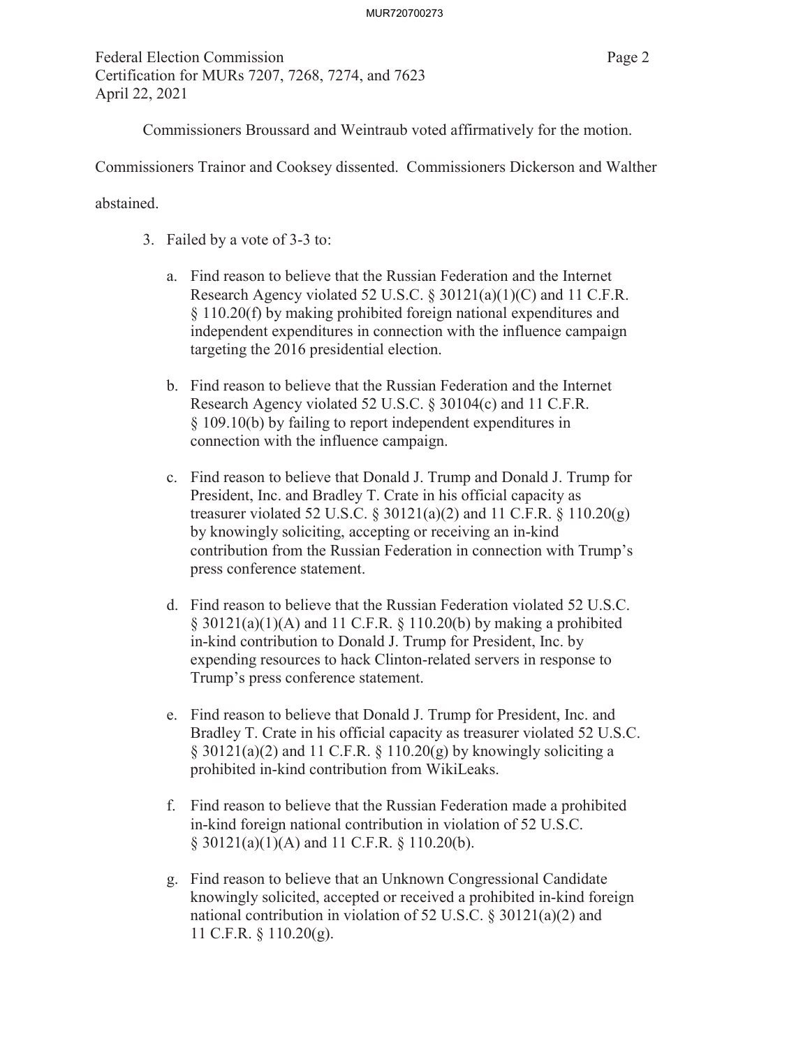Commissioners Broussard and Weintraub voted affirmatively for the motion. Commissioners Trainor and Cooksey dissented. Commissioners Dickerson and Walther abstained.

3. Failed by a vote of 3-3 to:

   a. Find reason to believe that the Russian Federation and the Internet Research Agency violated 52 U.S.C. § 30121(a)(1)(C) and 11 C.F.R. § 110.20(f) by making prohibited foreign national expenditures and independent expenditures in connection with the influence campaign targeting the 2016 presidential election.

   b. Find reason to believe that the Russian Federation and the Internet Research Agency violated 52 U.S.C. § 30104(c) and 11 C.F.R. § 109.10(b) by failing to report independent expenditures in connection with the influence campaign.

   c. Find reason to believe that Donald J. Trump and Donald J. Trump for President, Inc. and Bradley T. Crate in his official capacity as treasurer violated 52 U.S.C. § 30121(a)(2) and 11 C.F.R. § 110.20(g) by knowingly soliciting, accepting or receiving an in-kind contribution from the Russian Federation in connection with Trump's press conference statement.

   d. Find reason to believe that the Russian Federation violated 52 U.S.C. § 30121(a)(1)(A) and 11 C.F.R. § 110.20(b) by making a prohibited in-kind contribution to Donald J. Trump for President, Inc. by expending resources to hack Clinton-related servers in response to Trump's press conference statement.

   e. Find reason to believe that Donald J. Trump for President, Inc. and Bradley T. Crate in his official capacity as treasurer violated 52 U.S.C. § 30121(a)(2) and 11 C.F.R. § 110.20(g) by knowingly soliciting a prohibited in-kind contribution from WikiLeaks.

   f. Find reason to believe that the Russian Federation made a prohibited in-kind foreign national contribution in violation of 52 U.S.C. § 30121(a)(1)(A) and 11 C.F.R. § 110.20(b).

   g. Find reason to believe that an Unknown Congressional Candidate knowingly solicited, accepted or received a prohibited in-kind foreign national contribution in violation of 52 U.S.C. § 30121(a)(2) and 11 C.F.R. § 110.20(g).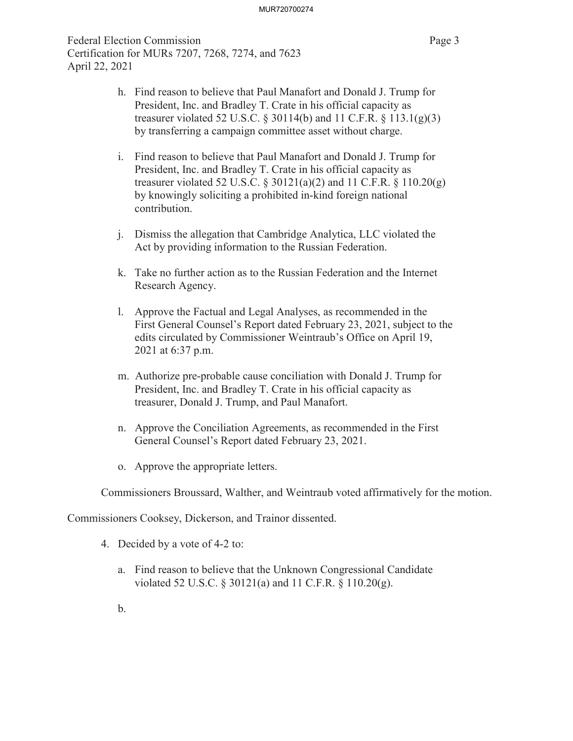h. Find reason to believe that Paul Manafort and Donald J. Trump for President, Inc. and Bradley T. Crate in his official capacity as treasurer violated 52 U.S.C. § 30114(b) and 11 C.F.R. § 113.1(g)(3) by transferring a campaign committee asset without charge.

i. Find reason to believe that Paul Manafort and Donald J. Trump for President, Inc. and Bradley T. Crate in his official capacity as treasurer violated 52 U.S.C. § 30121(a)(2) and 11 C.F.R. § 110.20(g) by knowingly soliciting a prohibited in-kind foreign national contribution.

j. Dismiss the allegation that Cambridge Analytica, LLC violated the Act by providing information to the Russian Federation.

k. Take no further action as to the Russian Federation and the Internet Research Agency.

l. Approve the Factual and Legal Analyses, as recommended in the First General Counsel's Report dated February 23, 2021, subject to the edits circulated by Commissioner Weintraub's Office on April 19, 2021 at 6:37 p.m.

m. Authorize pre-probable cause conciliation with Donald J. Trump for President, Inc. and Bradley T. Crate in his official capacity as treasurer, Donald J. Trump, and Paul Manafort.

n. Approve the Conciliation Agreements, as recommended in the First General Counsel's Report dated February 23, 2021.

o. Approve the appropriate letters.

Commissioners Broussard, Walther, and Weintraub voted affirmatively for the motion.

Commissioners Cooksey, Dickerson, and Trainor dissented.

4. Decided by a vote of 4-2 to:

   a. Find reason to believe that the Unknown Congressional Candidate violated 52 U.S.C. § 30121(a) and 11 C.F.R. § 110.20(g).

   b.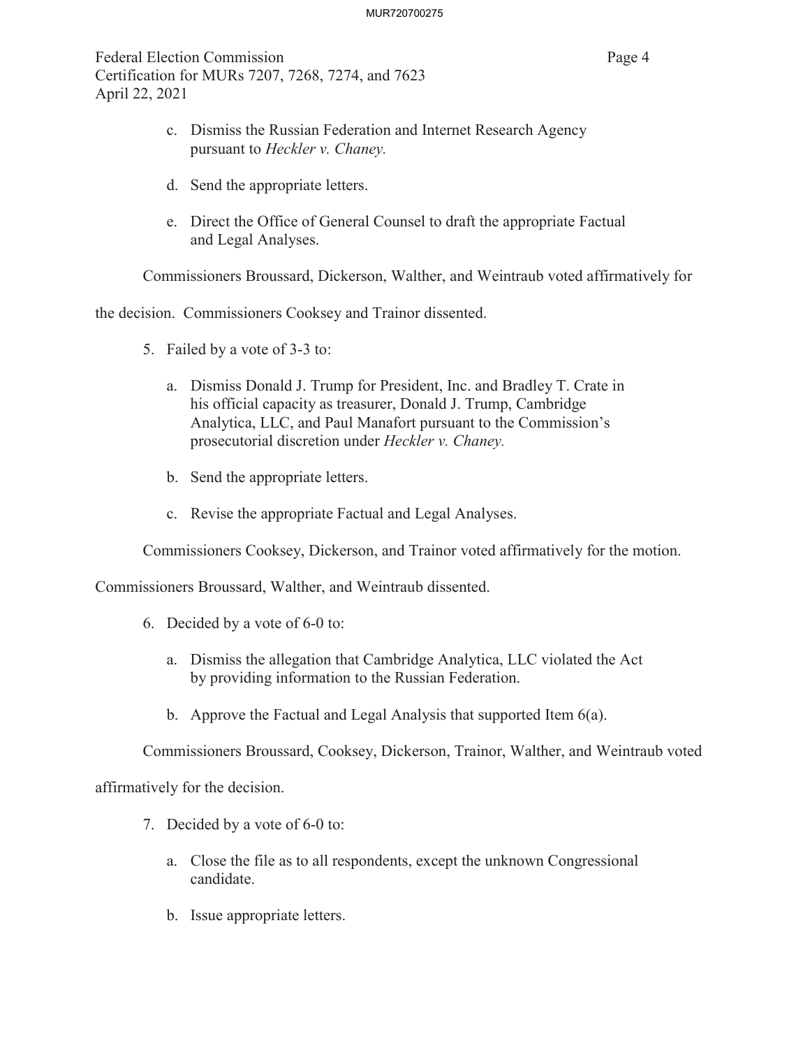c. Dismiss the Russian Federation and Internet Research Agency pursuant to *Heckler v. Chaney.*

d. Send the appropriate letters.

e. Direct the Office of General Counsel to draft the appropriate Factual and Legal Analyses.

Commissioners Broussard, Dickerson, Walther, and Weintraub voted affirmatively for the decision. Commissioners Cooksey and Trainor dissented.

5. Failed by a vote of 3-3 to:

   a. Dismiss Donald J. Trump for President, Inc. and Bradley T. Crate in his official capacity as treasurer, Donald J. Trump, Cambridge Analytica, LLC, and Paul Manafort pursuant to the Commission's prosecutorial discretion under *Heckler v. Chaney.*

   b. Send the appropriate letters.

   c. Revise the appropriate Factual and Legal Analyses.

Commissioners Cooksey, Dickerson, and Trainor voted affirmatively for the motion. Commissioners Broussard, Walther, and Weintraub dissented.

6. Decided by a vote of 6-0 to:

   a. Dismiss the allegation that Cambridge Analytica, LLC violated the Act by providing information to the Russian Federation.

   b. Approve the Factual and Legal Analysis that supported Item 6(a).

Commissioners Broussard, Cooksey, Dickerson, Trainor, Walther, and Weintraub voted affirmatively for the decision.

7. Decided by a vote of 6-0 to:

   a. Close the file as to all respondents, except the unknown Congressional candidate.

   b. Issue appropriate letters.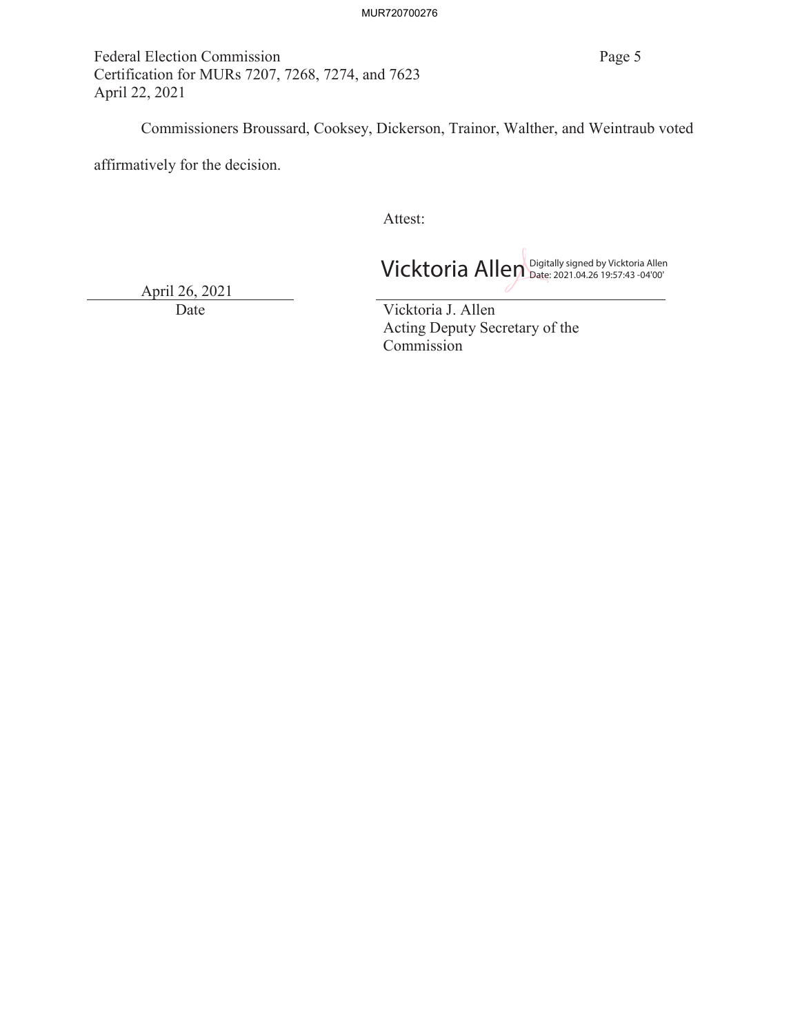Federal Election Commission
Certification for MURs 7207, 7268, 7274, and 7623
April 22, 2021

Commissioners Broussard, Cooksey, Dickerson, Trainor, Walther, and Weintraub voted affirmatively for the decision.

Attest:

Vicktoria Allen Digitally signed by Vicktoria Allen Date: 2021.04.26 19:57:43 -04'00'

April 26, 2021
Date

Vicktoria J. Allen
Acting Deputy Secretary of the Commission